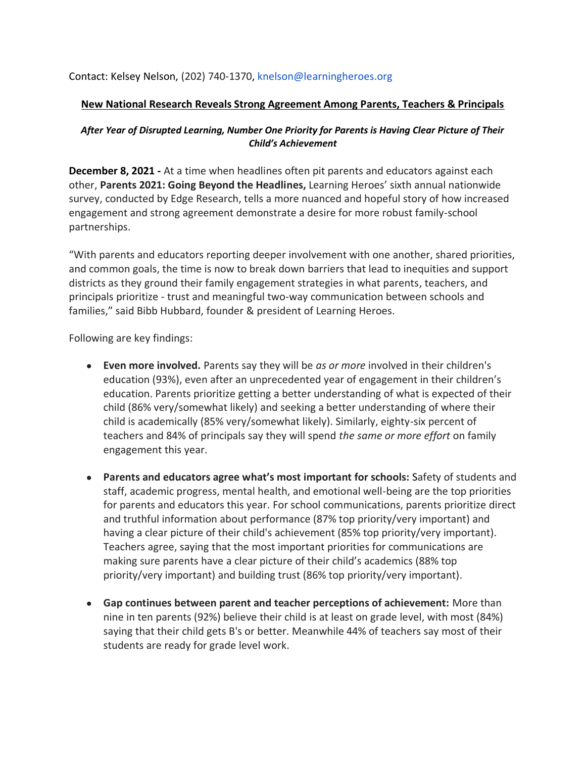Contact: Kelsey Nelson, (202) 740-1370, knelson@learningheroes.org

## New National Research Reveals Strong Agreement Among Parents, Teachers & Principals

***After Year of Disrupted Learning, Number One Priority for Parents is Having Clear Picture of Their Child's Achievement***

**December 8, 2021 -** At a time when headlines often pit parents and educators against each other, **Parents 2021: Going Beyond the Headlines,** Learning Heroes' sixth annual nationwide survey, conducted by Edge Research, tells a more nuanced and hopeful story of how increased engagement and strong agreement demonstrate a desire for more robust family-school partnerships.

"With parents and educators reporting deeper involvement with one another, shared priorities, and common goals, the time is now to break down barriers that lead to inequities and support districts as they ground their family engagement strategies in what parents, teachers, and principals prioritize - trust and meaningful two-way communication between schools and families," said Bibb Hubbard, founder & president of Learning Heroes.

Following are key findings:

- **Even more involved.** Parents say they will be *as or more* involved in their children's education (93%), even after an unprecedented year of engagement in their children's education. Parents prioritize getting a better understanding of what is expected of their child (86% very/somewhat likely) and seeking a better understanding of where their child is academically (85% very/somewhat likely). Similarly, eighty-six percent of teachers and 84% of principals say they will spend *the same or more effort* on family engagement this year.

- **Parents and educators agree what's most important for schools:** Safety of students and staff, academic progress, mental health, and emotional well-being are the top priorities for parents and educators this year. For school communications, parents prioritize direct and truthful information about performance (87% top priority/very important) and having a clear picture of their child's achievement (85% top priority/very important). Teachers agree, saying that the most important priorities for communications are making sure parents have a clear picture of their child's academics (88% top priority/very important) and building trust (86% top priority/very important).

- **Gap continues between parent and teacher perceptions of achievement:** More than nine in ten parents (92%) believe their child is at least on grade level, with most (84%) saying that their child gets B's or better. Meanwhile 44% of teachers say most of their students are ready for grade level work.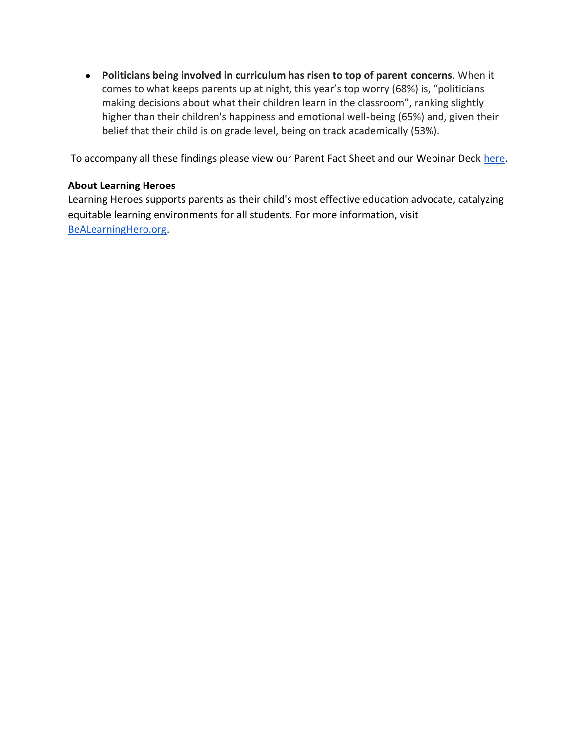- **Politicians being involved in curriculum has risen to top of parent concerns**. When it comes to what keeps parents up at night, this year's top worry (68%) is, "politicians making decisions about what their children learn in the classroom", ranking slightly higher than their children's happiness and emotional well-being (65%) and, given their belief that their child is on grade level, being on track academically (53%).

To accompany all these findings please view our Parent Fact Sheet and our Webinar Deck here.

**About Learning Heroes**

Learning Heroes supports parents as their child's most effective education advocate, catalyzing equitable learning environments for all students. For more information, visit BeALearningHero.org.